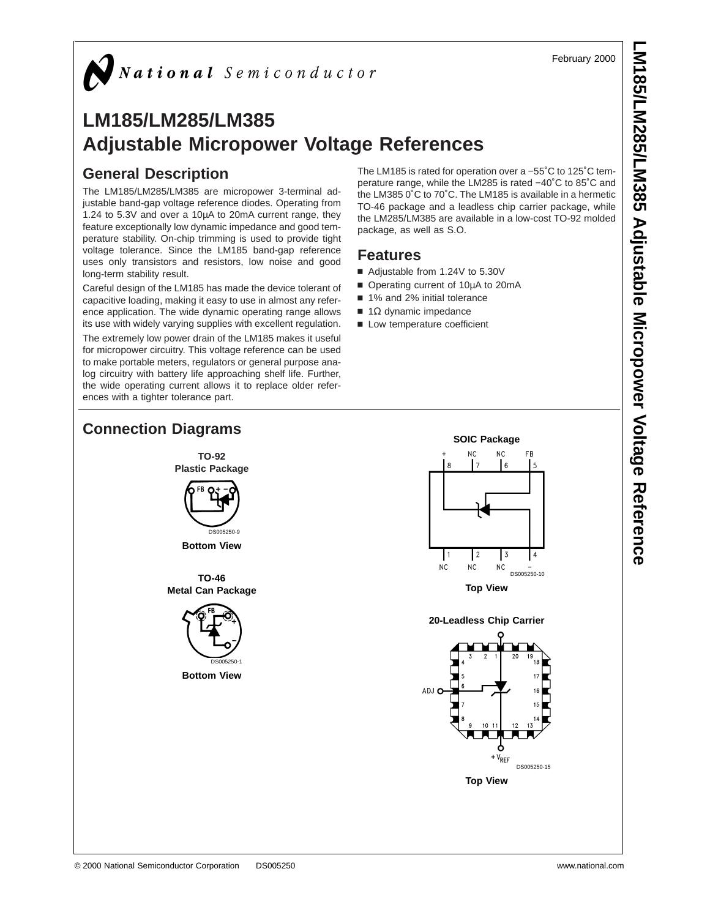February 2000

# LM185/LM285/LM385 Adjustable Micropower Voltage References

## General Description

The LM185/LM285/LM385 are micropower 3-terminal adjustable band-gap voltage reference diodes. Operating from 1.24 to 5.3V and over a 10µA to 20mA current range, they feature exceptionally low dynamic impedance and good temperature stability. On-chip trimming is used to provide tight voltage tolerance. Since the LM185 band-gap reference uses only transistors and resistors, low noise and good long-term stability result.

Careful design of the LM185 has made the device tolerant of capacitive loading, making it easy to use in almost any reference application. The wide dynamic operating range allows its use with widely varying supplies with excellent regulation.

The extremely low power drain of the LM185 makes it useful for micropower circuitry. This voltage reference can be used to make portable meters, regulators or general purpose analog circuitry with battery life approaching shelf life. Further, the wide operating current allows it to replace older references with a tighter tolerance part.

The LM185 is rated for operation over a −55˚C to 125˚C temperature range, while the LM285 is rated −40˚C to 85˚C and the LM385 0˚C to 70˚C. The LM185 is available in a hermetic TO-46 package and a leadless chip carrier package, while the LM285/LM385 are available in a low-cost TO-92 molded package, as well as S.O.

## Features

- Adjustable from 1.24V to 5.30V
- Operating current of 10µA to 20mA
- 1% and 2% initial tolerance
- 1Ω dynamic impedance
- Low temperature coefficient

## Connection Diagrams

**TO-92 Plastic Package**

FB + −

DS005250-9

**Bottom View**

**TO-46 Metal Can Package**

FB + −

DS005250-1

**Bottom View**

**SOIC Package**

+ 8, NC 7, NC 6, FB 5

1 NC, 2 NC, 3 NC, 4 −

DS005250-10

**Top View**

**20-Leadless Chip Carrier**

ADJ, $+V_{REF}$

DS005250-15

**Top View**

© 2000 National Semiconductor Corporation DS005250 www.national.com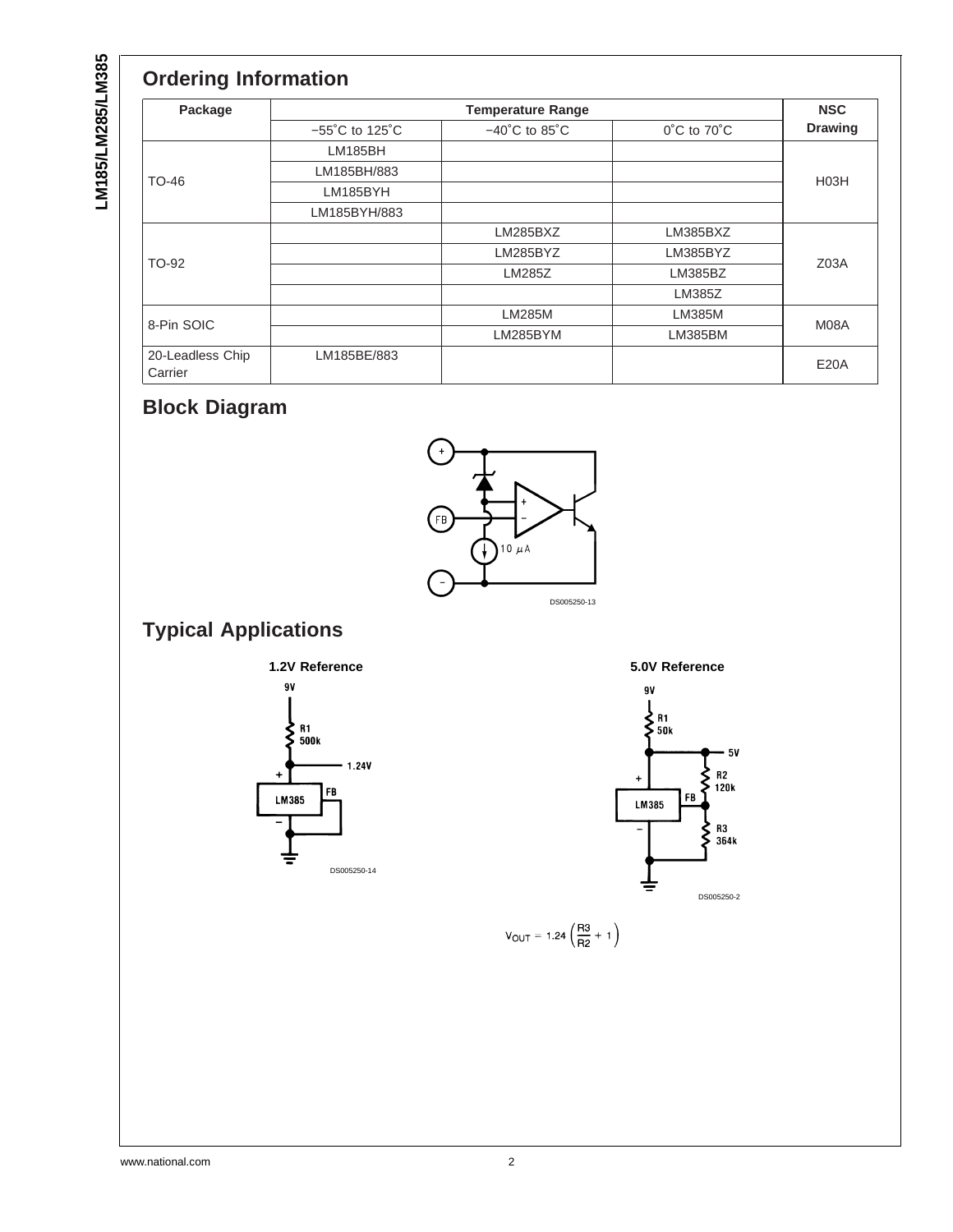## Ordering Information

| Package | Temperature Range | | | NSC Drawing |
|---|---|---|---|---|
| | −55˚C to 125˚C | −40˚C to 85˚C | 0˚C to 70˚C | |
| TO-46 | LM185BH | | | H03H |
| | LM185BH/883 | | | |
| | LM185BYH | | | |
| | LM185BYH/883 | | | |
| TO-92 | | LM285BXZ | LM385BXZ | Z03A |
| | | LM285BYZ | LM385BYZ | |
| | | LM285Z | LM385BZ | |
| | | | LM385Z | |
| 8-Pin SOIC | | LM285M | LM385M | M08A |
| | | LM285BYM | LM385BM | |
| 20-Leadless Chip Carrier | LM185BE/883 | | | E20A |

## Block Diagram

DS005250-13

## Typical Applications

**1.2V Reference**

DS005250-14

**5.0V Reference**

DS005250-2

$$V_{OUT} = 1.24 \left( \frac{R3}{R2} + 1 \right)$$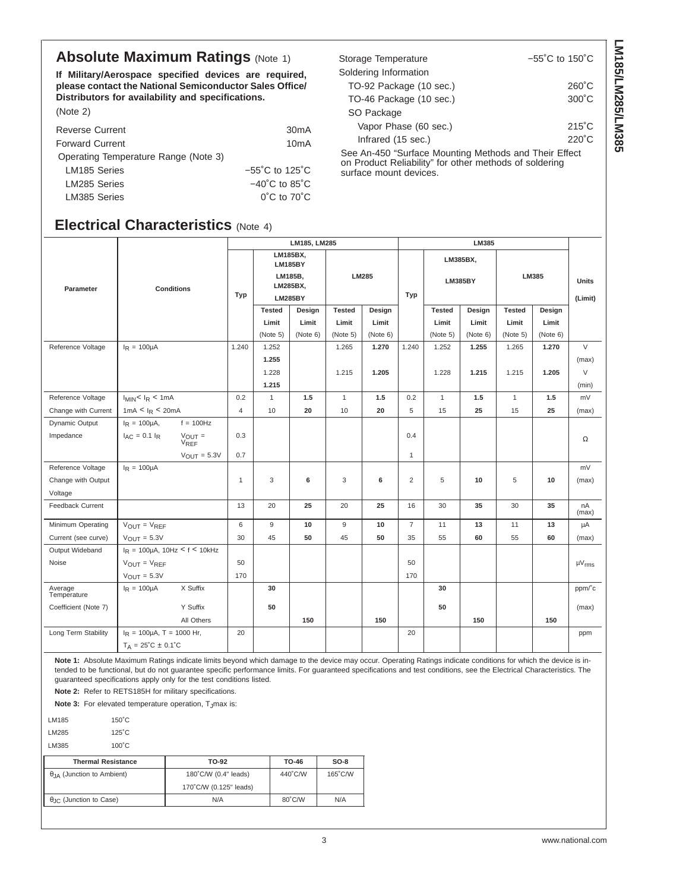## Absolute Maximum Ratings (Note 1)

**If Military/Aerospace specified devices are required, please contact the National Semiconductor Sales Office/ Distributors for availability and specifications.**

(Note 2)

| | |
|---|---|
| Reverse Current | 30mA |
| Forward Current | 10mA |
| Operating Temperature Range (Note 3) | |
| LM185 Series | −55˚C to 125˚C |
| LM285 Series | −40˚C to 85˚C |
| LM385 Series | 0˚C to 70˚C |
| Storage Temperature | −55˚C to 150˚C |
| Soldering Information | |
| TO-92 Package (10 sec.) | 260˚C |
| TO-46 Package (10 sec.) | 300˚C |
| SO Package | |
| Vapor Phase (60 sec.) | 215˚C |
| Infrared (15 sec.) | 220˚C |

See An-450 "Surface Mounting Methods and Their Effect on Product Reliability" for other methods of soldering surface mount devices.

## Electrical Characteristics (Note 4)

| Parameter | Conditions | | LM185, LM285 | | | | | LM385 | | | | | Units |
|---|---|---|---|---|---|---|---|---|---|---|---|---|---|
| | | | Typ | LM185BX, LM185BY, LM185B, LM285BX, LM285BY | | LM285 | | Typ | LM385BX, LM385BY | | LM385 | | (Limit) |
| | | | | Tested Limit (Note 5) | Design Limit (Note 6) | Tested Limit (Note 5) | Design Limit (Note 6) | | Tested Limit (Note 5) | Design Limit (Note 6) | Tested Limit (Note 5) | Design Limit (Note 6) | |
| Reference Voltage | $I_R$ = 100µA | | 1.240 | 1.252 | | 1.265 | **1.270** | 1.240 | 1.252 | **1.255** | 1.265 | **1.270** | V |
| | | | | **1.255** | | | | | | | | | (max) |
| | | | | 1.228 | | 1.215 | **1.205** | | 1.228 | **1.215** | 1.215 | **1.205** | V |
| | | | | **1.215** | | | | | | | | | (min) |
| Reference Voltage Change with Current | $I_{MIN} < I_R <$ 1mA | | 0.2 | 1 | **1.5** | 1 | **1.5** | 0.2 | 1 | **1.5** | 1 | **1.5** | mV |
| | 1mA $< I_R <$ 20mA | | 4 | 10 | **20** | 10 | **20** | 5 | 15 | **25** | 15 | **25** | (max) |
| Dynamic Output Impedance | $I_R$ = 100µA, $I_{AC}$ = 0.1 $I_R$ | f = 100Hz | | | | | | | | | | | |
| | | $V_{OUT}$ = $V_{REF}$ | 0.3 | | | | | 0.4 | | | | | Ω |
| | | $V_{OUT}$ = 5.3V | 0.7 | | | | | 1 | | | | | |
| Reference Voltage Change with Output Voltage | $I_R$ = 100µA | | 1 | 3 | **6** | 3 | **6** | 2 | 5 | **10** | 5 | **10** | mV (max) |
| Feedback Current | | | 13 | 20 | **25** | 20 | **25** | 16 | 30 | **35** | 30 | **35** | nA (max) |
| Minimum Operating Current (see curve) | $V_{OUT}$ = $V_{REF}$ | | 6 | 9 | **10** | 9 | **10** | 7 | 11 | **13** | 11 | **13** | µA |
| | $V_{OUT}$ = 5.3V | | 30 | 45 | **50** | 45 | **50** | 35 | 55 | **60** | 55 | **60** | (max) |
| Output Wideband Noise | $I_R$ = 100µA, 10Hz $<$ f $<$ 10kHz | | | | | | | | | | | | |
| | $V_{OUT}$ = $V_{REF}$ | | 50 | | | | | 50 | | | | | $\mu V_{rms}$ |
| | $V_{OUT}$ = 5.3V | | 170 | | | | | 170 | | | | | |
| Average Temperature Coefficient (Note 7) | $I_R$ = 100µA | X Suffix | | **30** | | | | | **30** | | | | ppm/˚c |
| | | Y Suffix | | **50** | | | | | **50** | | | | (max) |
| | | All Others | | | **150** | | **150** | | | **150** | | **150** | |
| Long Term Stability | $I_R$ = 100µA, T = 1000 Hr, $T_A$ = 25˚C ± 0.1˚C | | 20 | | | | | 20 | | | | | ppm |

**Note 1:** Absolute Maximum Ratings indicate limits beyond which damage to the device may occur. Operating Ratings indicate conditions for which the device is intended to be functional, but do not guarantee specific performance limits. For guaranteed specifications and test conditions, see the Electrical Characteristics. The guaranteed specifications apply only for the test conditions listed.

**Note 2:** Refer to RETS185H for military specifications.

**Note 3:** For elevated temperature operation, $T_J$max is:

| | |
|---|---|
| LM185 | 150˚C |
| LM285 | 125˚C |
| LM385 | 100˚C |

| Thermal Resistance | TO-92 | TO-46 | SO-8 |
|---|---|---|---|
| $\theta_{JA}$ (Junction to Ambient) | 180˚C/W (0.4" leads) 170˚C/W (0.125" leads) | 440˚C/W | 165˚C/W |
| $\theta_{JC}$ (Junction to Case) | N/A | 80˚C/W | N/A |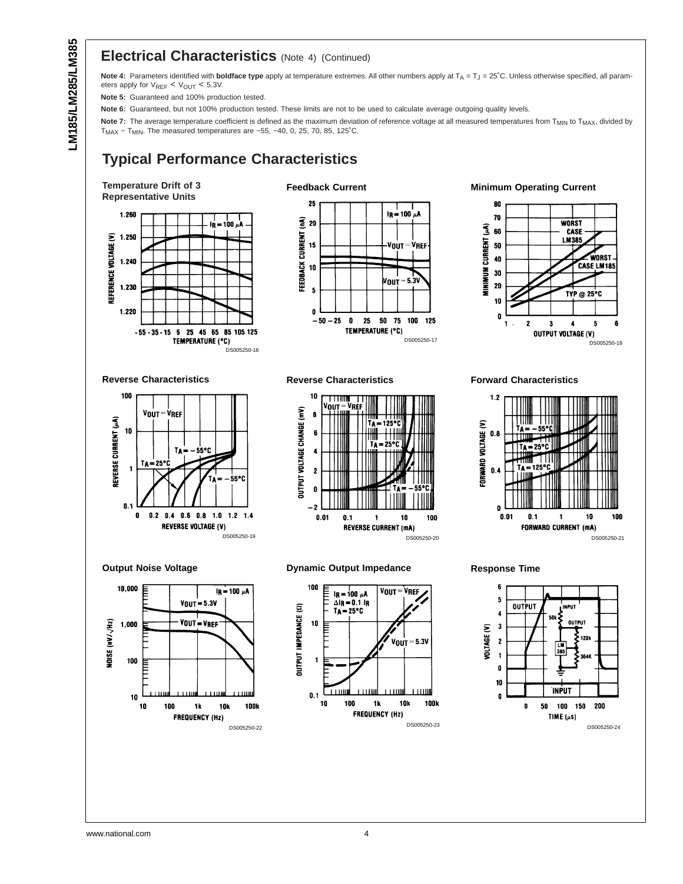## Electrical Characteristics (Note 4) (Continued)

**Note 4:** Parameters identified with **boldface type** apply at temperature extremes. All other numbers apply at $T_A = T_J = 25°C$. Unless otherwise specified, all parameters apply for $V_{REF} < V_{OUT} < 5.3V$.

**Note 5:** Guaranteed and 100% production tested.

**Note 6:** Guaranteed, but not 100% production tested. These limits are not to be used to calculate average outgoing quality levels.

**Note 7:** The average temperature coefficient is defined as the maximum deviation of reference voltage at all measured temperatures from $T_{MIN}$ to $T_{MAX}$, divided by $T_{MAX} - T_{MIN}$. The measured temperatures are −55, −40, 0, 25, 70, 85, 125˚C.

## Typical Performance Characteristics

**Temperature Drift of 3 Representative Units**

DS005250-16

**Feedback Current**

DS005250-17

**Minimum Operating Current**

DS005250-18

**Reverse Characteristics**

DS005250-19

**Reverse Characteristics**

DS005250-20

**Forward Characteristics**

DS005250-21

**Output Noise Voltage**

DS005250-22

**Dynamic Output Impedance**

DS005250-23

**Response Time**

DS005250-24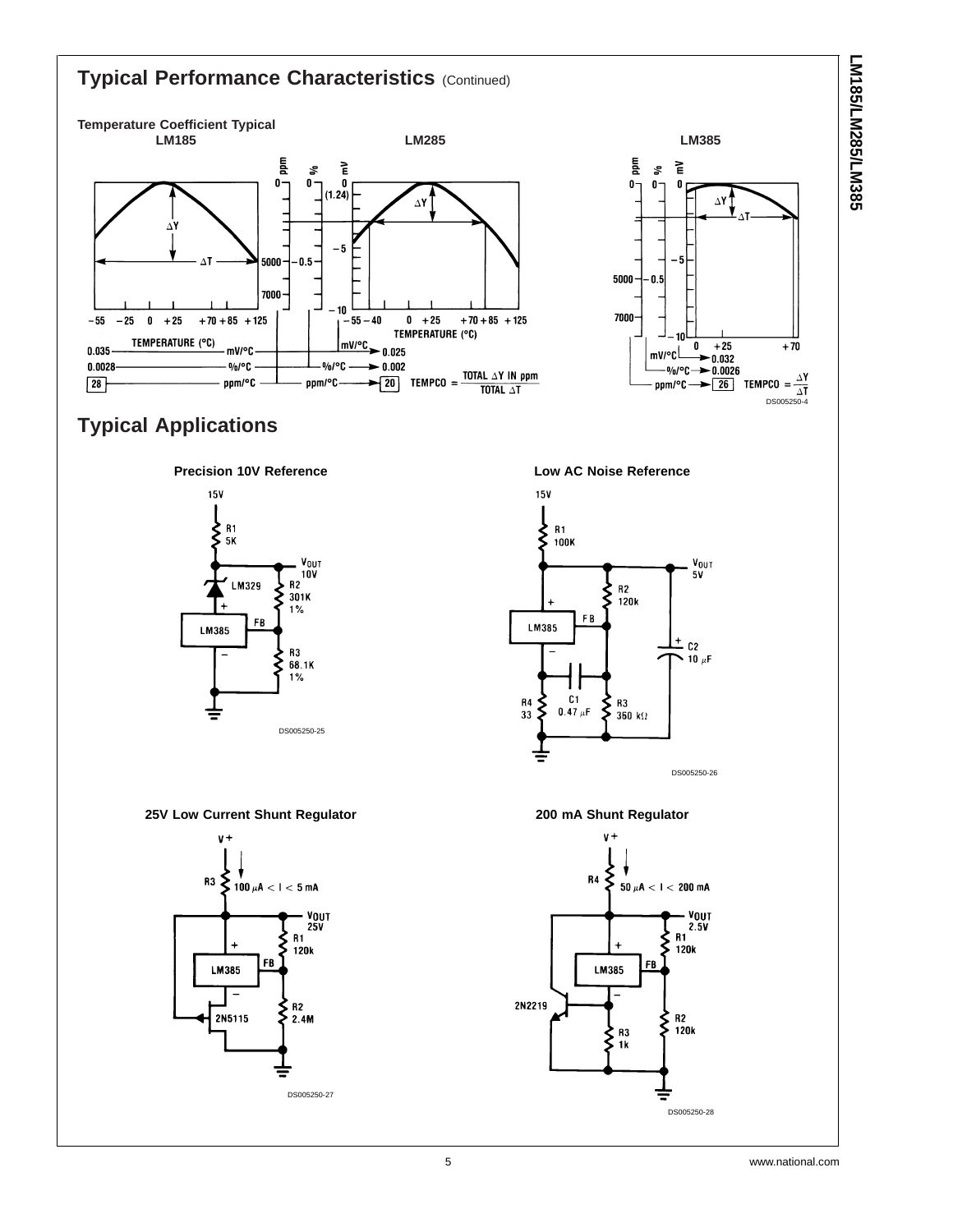## Typical Performance Characteristics (Continued)

**Temperature Coefficient Typical**

LM185 LM285 LM385

0.035 mV/°C → 0.025 mV/°C → 0.032

0.0028 %/°C → 0.002 %/°C → 0.0026

28 ppm/°C → 20 ppm/°C → 26

$$TEMPCO = \frac{TOTAL\ \Delta Y\ IN\ ppm}{TOTAL\ \Delta T}$$

$$TEMPCO = \frac{\Delta Y}{\Delta T}$$

DS005250-4

## Typical Applications

**Precision 10V Reference**

DS005250-25

**Low AC Noise Reference**

DS005250-26

**25V Low Current Shunt Regulator**

DS005250-27

**200 mA Shunt Regulator**

DS005250-28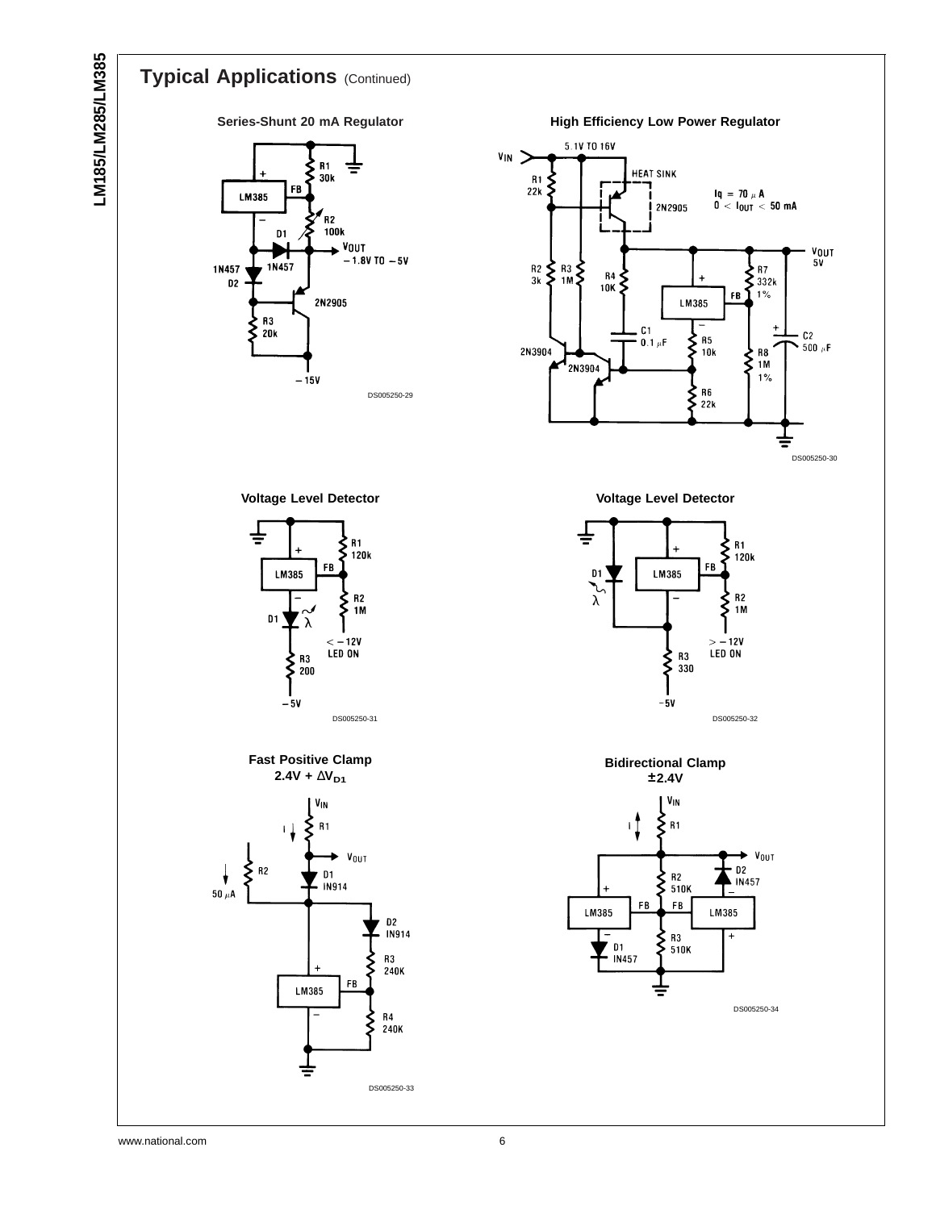## Typical Applications (Continued)

**Series-Shunt 20 mA Regulator**

R1 30k, FB, LM385, R2 100k, D1 1N457, $V_{OUT}$ −1.8V TO −5V, 1N457 D2, 2N2905, R3 20k, −15V

DS005250-29

**High Efficiency Low Power Regulator**

$V_{IN}$ 5.1V TO 16V, R1 22k, HEAT SINK, 2N2905, $I_q$ = 70 µA, 0 < $I_{OUT}$ < 50 mA, R2 3k, R3 1M, R4 10K, LM385, FB, R7 332k 1%, $V_{OUT}$ 5V, C1 0.1 µF, R5 10k, R8 1M 1%, C2 500 µF, 2N3904, 2N3904, R6 22k

DS005250-30

**Voltage Level Detector**

LM385, FB, R1 120k, R2 1M, D1 λ, < −12V LED ON, R3 200, −5V

DS005250-31

**Voltage Level Detector**

D1 λ, LM385, FB, R1 120k, R2 1M, > −12V LED ON, R3 330, −5V

DS005250-32

**Fast Positive Clamp**
**2.4V + $\Delta V_{D1}$**

$V_{IN}$, I, R1, $V_{OUT}$, R2, 50 µA, D1 IN914, D2 IN914, R3 240K, LM385, FB, R4 240K

DS005250-33

**Bidirectional Clamp**
**±2.4V**

$V_{IN}$, I, R1, $V_{OUT}$, D2 IN457, R2 510K, LM385, FB, FB, LM385, D1 IN457, R3 510K

DS005250-34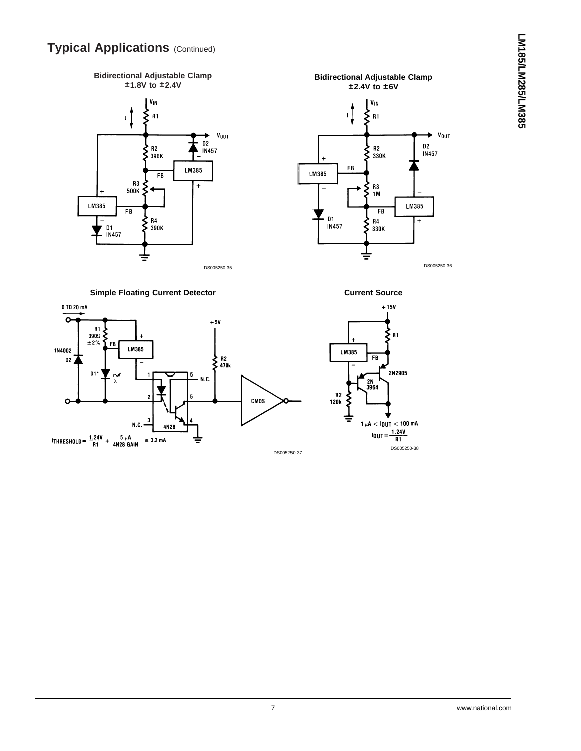## Typical Applications (Continued)

**Bidirectional Adjustable Clamp ±1.8V to ±2.4V**

$V_{IN}$, I, R1, $V_{OUT}$, D2 IN457, R2 390K, FB, LM385, R3 500K, LM385, FB, R4 390K, D1 IN457

DS005250-35

**Bidirectional Adjustable Clamp ±2.4V to ±6V**

$V_{IN}$, I, R1, $V_{OUT}$, D2 IN457, R2 330K, LM385, FB, R3 1M, FB, LM385, D1 IN457, R4 330K

DS005250-36

**Simple Floating Current Detector**

0 TO 20 mA, R1 390Ω ±2%, FB, LM385, 1N4002 D2, D1*, +5V, R2 470k, N.C., 4N28, CMOS

$$I_{THRESHOLD} = \frac{1.24V}{R1} + \frac{5\ \mu A}{4N28\ GAIN} \cong 3.2\ mA$$

DS005250-37

**Current Source**

+15V, R1, LM385, FB, 2N2905, 2N3964, R2 120k

$$1\ \mu A < I_{OUT} < 100\ mA$$

$$I_{OUT} = \frac{1.24V}{R1}$$

DS005250-38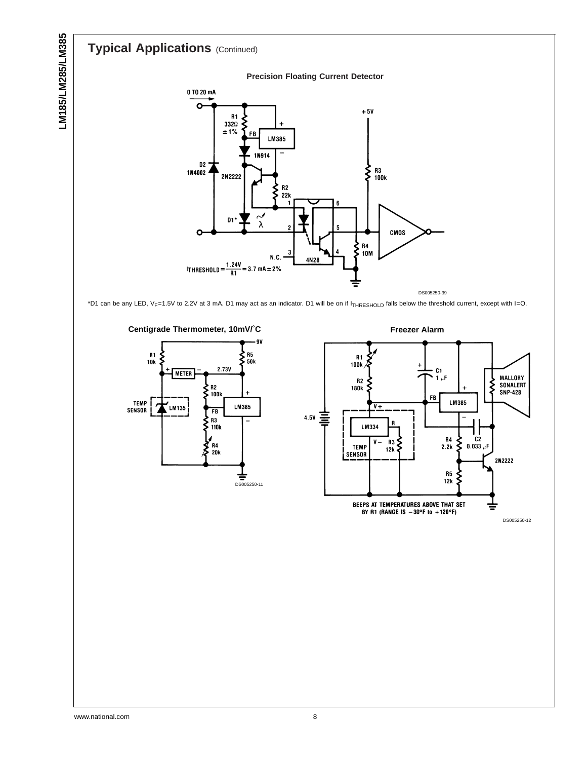## Typical Applications (Continued)

**Precision Floating Current Detector**

DS005250-39

*D1 can be any LED, $V_F$=1.5V to 2.2V at 3 mA. D1 may act as an indicator. D1 will be on if $I_{THRESHOLD}$ falls below the threshold current, except with I=O.

**Centigrade Thermometer, 10mV/°C**

DS005250-11

**Freezer Alarm**

DS005250-12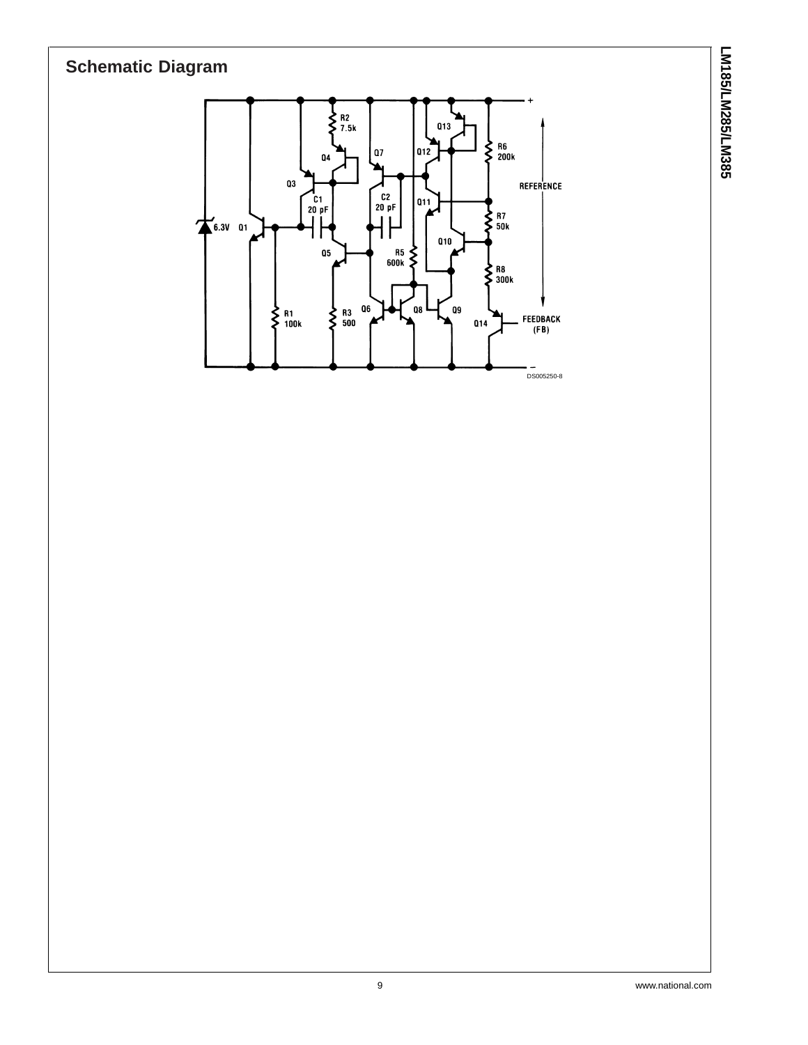## Schematic Diagram

DS005250-8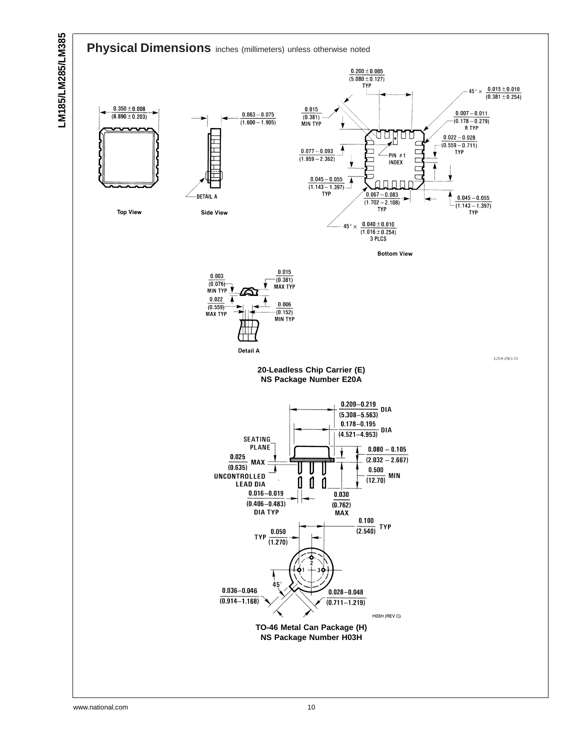# Physical Dimensions inches (millimeters) unless otherwise noted

Top View

Side View

Bottom View

Detail A

**20-Leadless Chip Carrier (E)**
**NS Package Number E20A**

**TO-46 Metal Can Package (H)**
**NS Package Number H03H**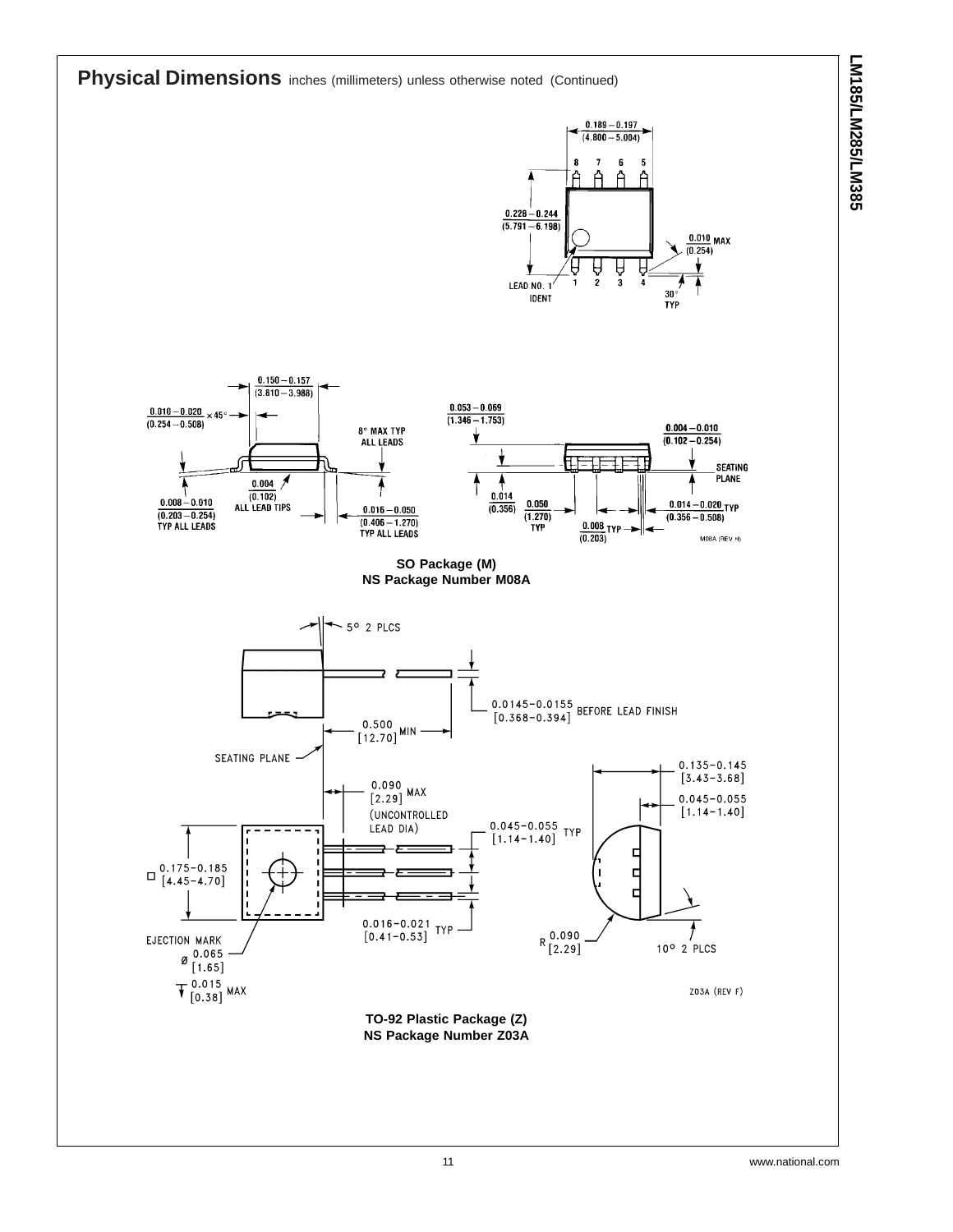## Physical Dimensions inches (millimeters) unless otherwise noted (Continued)

SO Package (M)
NS Package Number M08A

TO-92 Plastic Package (Z)
NS Package Number Z03A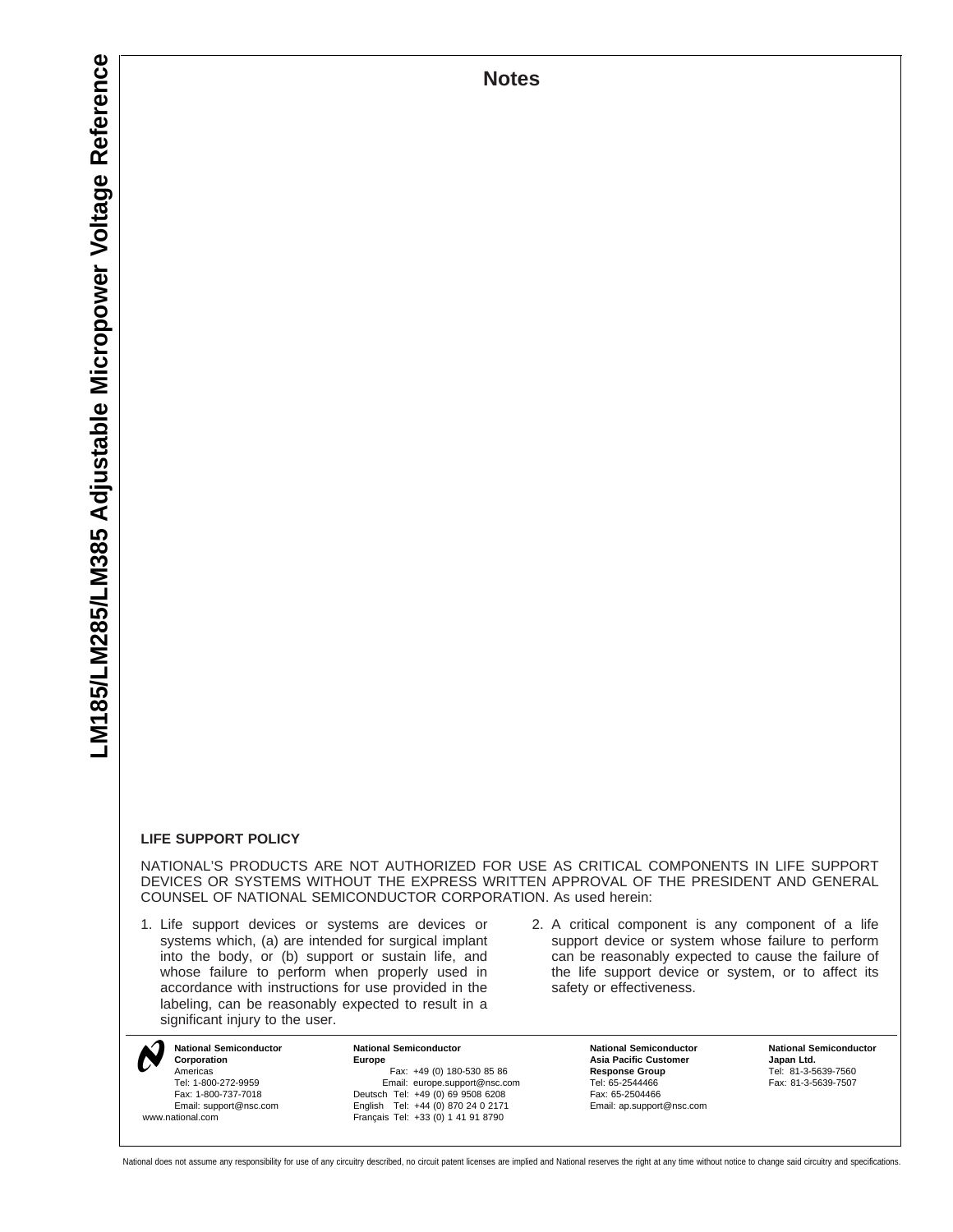## Notes

**LIFE SUPPORT POLICY**

NATIONAL'S PRODUCTS ARE NOT AUTHORIZED FOR USE AS CRITICAL COMPONENTS IN LIFE SUPPORT DEVICES OR SYSTEMS WITHOUT THE EXPRESS WRITTEN APPROVAL OF THE PRESIDENT AND GENERAL COUNSEL OF NATIONAL SEMICONDUCTOR CORPORATION. As used herein:

1. Life support devices or systems are devices or systems which, (a) are intended for surgical implant into the body, or (b) support or sustain life, and whose failure to perform when properly used in accordance with instructions for use provided in the labeling, can be reasonably expected to result in a significant injury to the user.
2. A critical component is any component of a life support device or system whose failure to perform can be reasonably expected to cause the failure of the life support device or system, or to affect its safety or effectiveness.

**National Semiconductor Corporation**
Americas
Tel: 1-800-272-9959
Fax: 1-800-737-7018
Email: support@nsc.com
www.national.com

**National Semiconductor Europe**
Fax: +49 (0) 180-530 85 86
Email: europe.support@nsc.com
Deutsch Tel: +49 (0) 69 9508 6208
English Tel: +44 (0) 870 24 0 2171
Français Tel: +33 (0) 1 41 91 8790

**National Semiconductor Asia Pacific Customer Response Group**
Tel: 65-2544466
Fax: 65-2504466
Email: ap.support@nsc.com

**National Semiconductor Japan Ltd.**
Tel: 81-3-5639-7560
Fax: 81-3-5639-7507

National does not assume any responsibility for use of any circuitry described, no circuit patent licenses are implied and National reserves the right at any time without notice to change said circuitry and specifications.